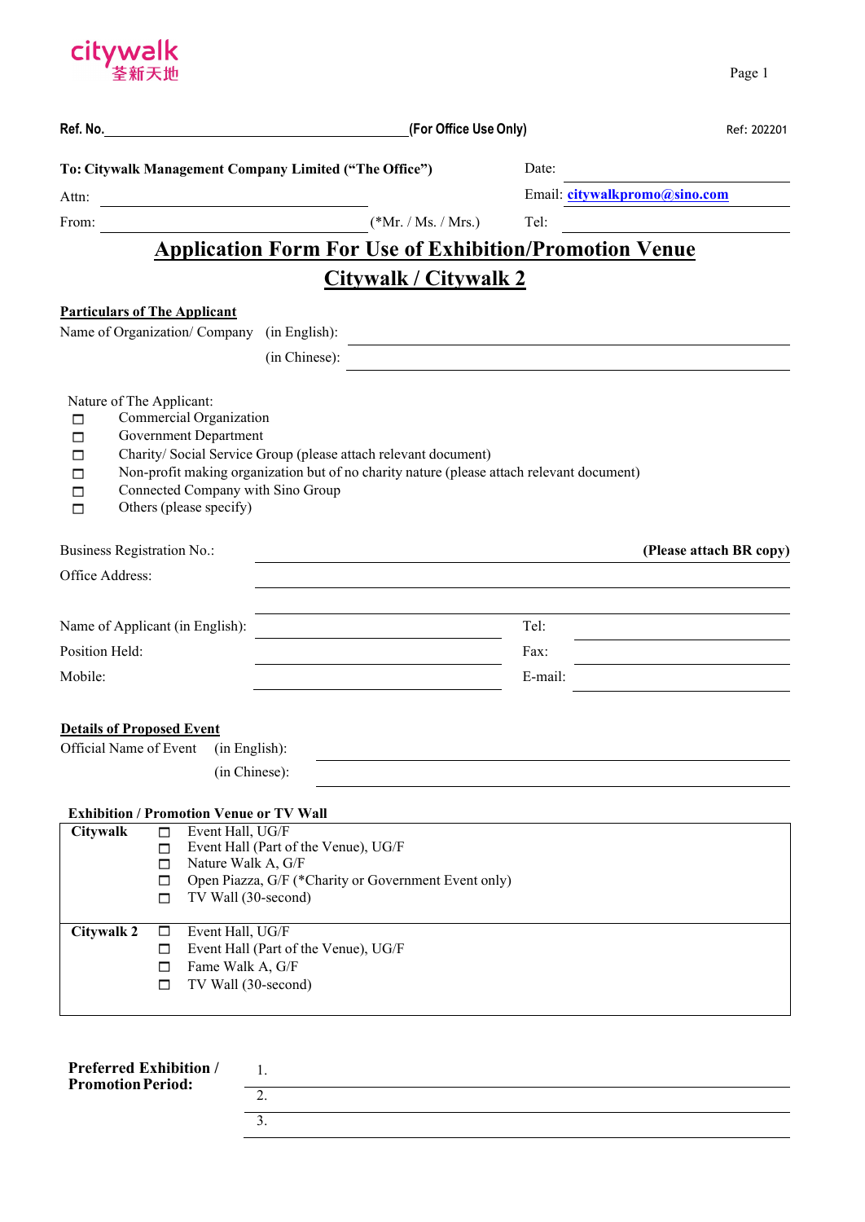citywalk
荃新天地

**Ref. No.** ______________________________ **(For Office Use Only)** Ref: 202201

**To: Citywalk Management Company Limited ("The Office")** Date: ______________

Attn: ______________________________ Email: **citywalkpromo@sino.com**

From: ______________________________ (*Mr. / Ms. / Mrs.) Tel: ______________

# Application Form For Use of Exhibition/Promotion Venue

# Citywalk / Citywalk 2

**Particulars of The Applicant**

Name of Organization/ Company (in English): ______________________________

(in Chinese): ______________________________

Nature of The Applicant:

- ☐ Commercial Organization
- ☐ Government Department
- ☐ Charity/ Social Service Group (please attach relevant document)
- ☐ Non-profit making organization but of no charity nature (please attach relevant document)
- ☐ Connected Company with Sino Group
- ☐ Others (please specify)

Business Registration No.: ______________________________ **(Please attach BR copy)**

Office Address: ______________________________

______________________________

Name of Applicant (in English): ______________ Tel: ______________

Position Held: ______________ Fax: ______________

Mobile: ______________ E-mail: ______________

**Details of Proposed Event**

Official Name of Event (in English): ______________________________

(in Chinese): ______________________________

**Exhibition / Promotion Venue or TV Wall**

| | |
|---|---|
| **Citywalk** | ☐ Event Hall, UG/F<br>☐ Event Hall (Part of the Venue), UG/F<br>☐ Nature Walk A, G/F<br>☐ Open Piazza, G/F (*Charity or Government Event only)<br>☐ TV Wall (30-second) |
| **Citywalk 2** | ☐ Event Hall, UG/F<br>☐ Event Hall (Part of the Venue), UG/F<br>☐ Fame Walk A, G/F<br>☐ TV Wall (30-second) |

**Preferred Exhibition / Promotion Period:**

1. ______________________________
2. ______________________________
3. ______________________________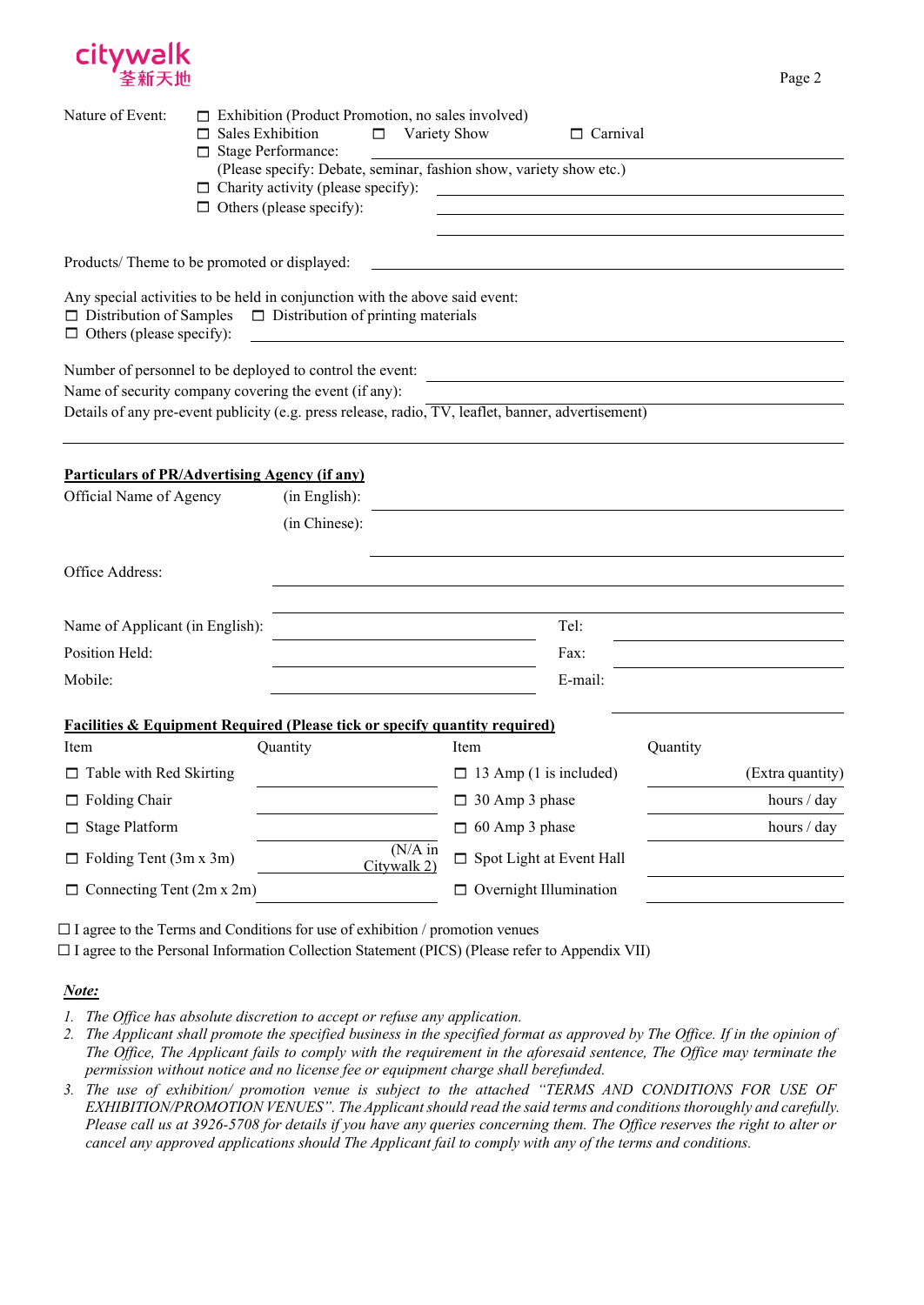Nature of Event:
☐ Exhibition (Product Promotion, no sales involved)
☐ Sales Exhibition ☐ Variety Show ☐ Carnival
☐ Stage Performance: ______
(Please specify: Debate, seminar, fashion show, variety show etc.)
☐ Charity activity (please specify): ______
☐ Others (please specify): ______

Products/ Theme to be promoted or displayed: ______

Any special activities to be held in conjunction with the above said event:
☐ Distribution of Samples ☐ Distribution of printing materials
☐ Others (please specify): ______

Number of personnel to be deployed to control the event: ______
Name of security company covering the event (if any): ______
Details of any pre-event publicity (e.g. press release, radio, TV, leaflet, banner, advertisement)

______

**Particulars of PR/Advertising Agency (if any)**

Official Name of Agency (in English): ______
(in Chinese): ______

Office Address: ______

Name of Applicant (in English): ______ Tel: ______
Position Held: ______ Fax: ______
Mobile: ______ E-mail: ______

**Facilities & Equipment Required (Please tick or specify quantity required)**

| Item | Quantity | Item | Quantity |
|---|---|---|---|
| ☐ Table with Red Skirting | | ☐ 13 Amp (1 is included) | (Extra quantity) |
| ☐ Folding Chair | | ☐ 30 Amp 3 phase | hours / day |
| ☐ Stage Platform | | ☐ 60 Amp 3 phase | hours / day |
| ☐ Folding Tent (3m x 3m) | (N/A in Citywalk 2) | ☐ Spot Light at Event Hall | |
| ☐ Connecting Tent (2m x 2m) | | ☐ Overnight Illumination | |

☐ I agree to the Terms and Conditions for use of exhibition / promotion venues
☐ I agree to the Personal Information Collection Statement (PICS) (Please refer to Appendix VII)

***Note:***

1. *The Office has absolute discretion to accept or refuse any application.*
2. *The Applicant shall promote the specified business in the specified format as approved by The Office. If in the opinion of The Office, The Applicant fails to comply with the requirement in the aforesaid sentence, The Office may terminate the permission without notice and no license fee or equipment charge shall berefunded.*
3. *The use of exhibition/ promotion venue is subject to the attached "TERMS AND CONDITIONS FOR USE OF EXHIBITION/PROMOTION VENUES". The Applicant should read the said terms and conditions thoroughly and carefully. Please call us at 3926-5708 for details if you have any queries concerning them. The Office reserves the right to alter or cancel any approved applications should The Applicant fail to comply with any of the terms and conditions.*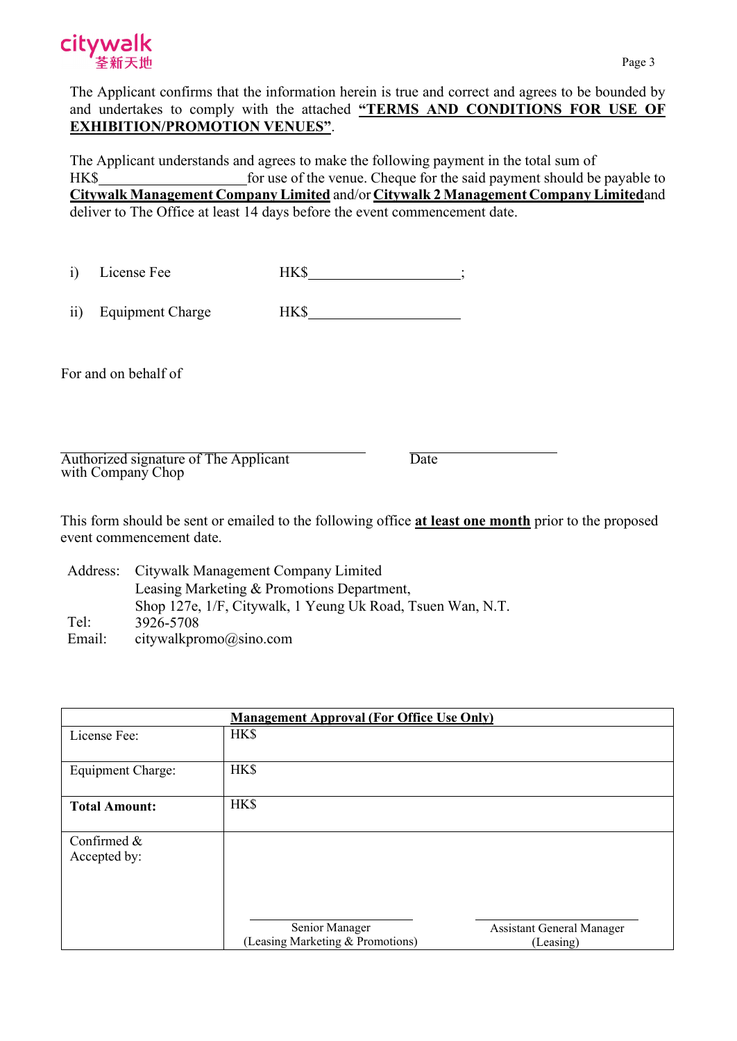The Applicant confirms that the information herein is true and correct and agrees to be bounded by and undertakes to comply with the attached **"TERMS AND CONDITIONS FOR USE OF EXHIBITION/PROMOTION VENUES"**.

The Applicant understands and agrees to make the following payment in the total sum of HK$\_\_\_\_\_\_\_\_\_\_\_\_\_\_\_\_\_\_\_\_for use of the venue. Cheque for the said payment should be payable to **Citywalk Management Company Limited** and/or **Citywalk 2 Management Company Limited** and deliver to The Office at least 14 days before the event commencement date.

i) License Fee HK$\_\_\_\_\_\_\_\_\_\_\_\_\_\_\_\_\_\_\_\_;

ii) Equipment Charge HK$\_\_\_\_\_\_\_\_\_\_\_\_\_\_\_\_\_\_\_\_

For and on behalf of

\_\_\_\_\_\_\_\_\_\_\_\_\_\_\_\_\_\_\_\_\_\_\_\_\_\_\_\_\_\_ \_\_\_\_\_\_\_\_\_\_\_\_\_\_\_\_\_\_\_\_

Authorized signature of The Applicant with Company Chop Date

This form should be sent or emailed to the following office **at least one month** prior to the proposed event commencement date.

Address: Citywalk Management Company Limited
Leasing Marketing & Promotions Department,
Shop 127e, 1/F, Citywalk, 1 Yeung Uk Road, Tsuen Wan, N.T.
Tel: 3926-5708
Email: citywalkpromo@sino.com

| **Management Approval (For Office Use Only)** | | |
|---|---|---|
| License Fee: | HK$ | |
| Equipment Charge: | HK$ | |
| **Total Amount:** | HK$ | |
| Confirmed & Accepted by: | \_\_\_\_\_\_\_\_\_\_\_\_\_\_\_\_\_\_\_\_ Senior Manager (Leasing Marketing & Promotions) | \_\_\_\_\_\_\_\_\_\_\_\_\_\_\_\_\_\_\_\_ Assistant General Manager (Leasing) |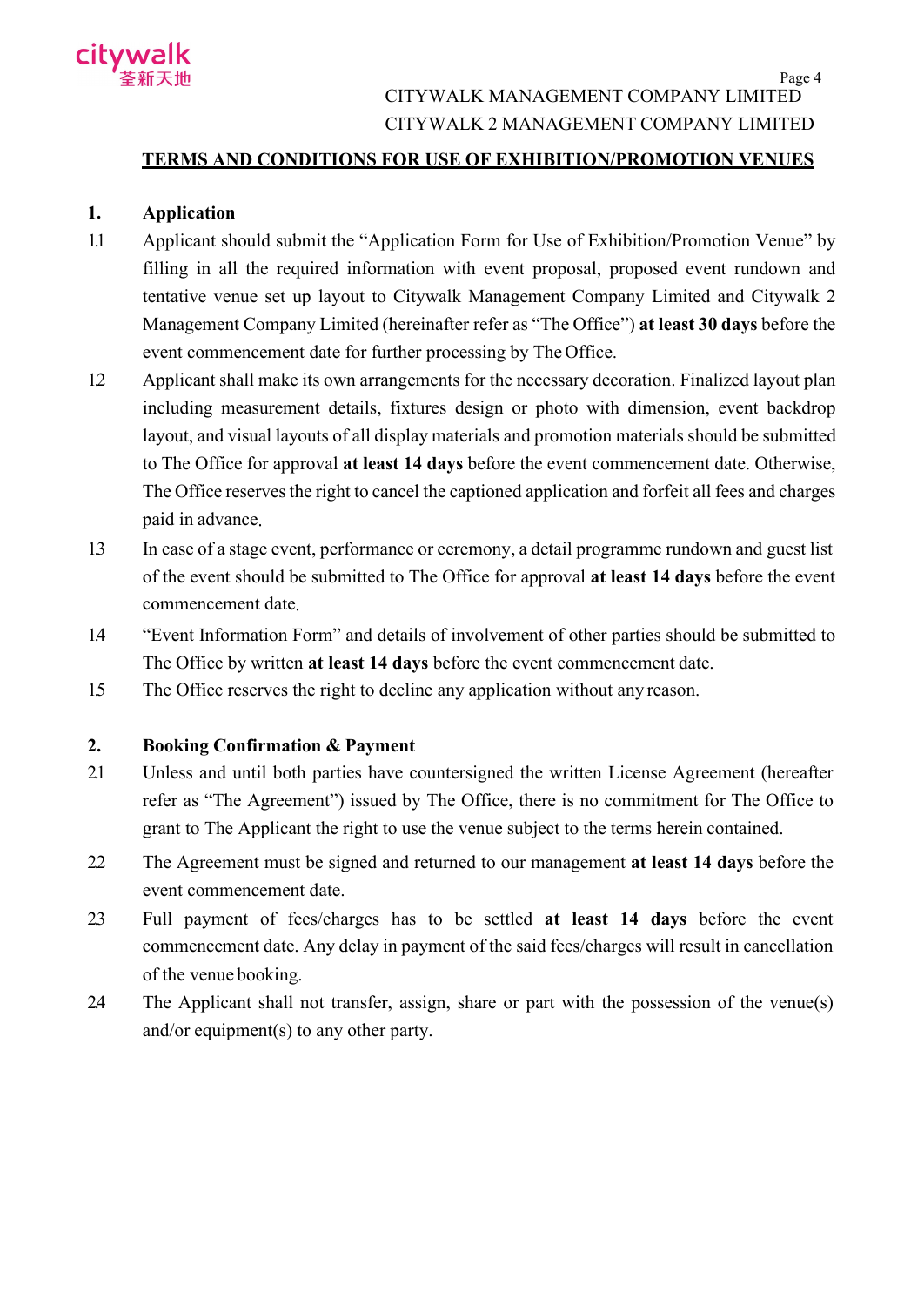CITYWALK MANAGEMENT COMPANY LIMITED
CITYWALK 2 MANAGEMENT COMPANY LIMITED

# TERMS AND CONDITIONS FOR USE OF EXHIBITION/PROMOTION VENUES

## 1. Application

1.1 Applicant should submit the "Application Form for Use of Exhibition/Promotion Venue" by filling in all the required information with event proposal, proposed event rundown and tentative venue set up layout to Citywalk Management Company Limited and Citywalk 2 Management Company Limited (hereinafter refer as "The Office") **at least 30 days** before the event commencement date for further processing by The Office.

1.2 Applicant shall make its own arrangements for the necessary decoration. Finalized layout plan including measurement details, fixtures design or photo with dimension, event backdrop layout, and visual layouts of all display materials and promotion materials should be submitted to The Office for approval **at least 14 days** before the event commencement date. Otherwise, The Office reserves the right to cancel the captioned application and forfeit all fees and charges paid in advance.

1.3 In case of a stage event, performance or ceremony, a detail programme rundown and guest list of the event should be submitted to The Office for approval **at least 14 days** before the event commencement date.

1.4 "Event Information Form" and details of involvement of other parties should be submitted to The Office by written **at least 14 days** before the event commencement date.

1.5 The Office reserves the right to decline any application without any reason.

## 2. Booking Confirmation & Payment

2.1 Unless and until both parties have countersigned the written License Agreement (hereafter refer as "The Agreement") issued by The Office, there is no commitment for The Office to grant to The Applicant the right to use the venue subject to the terms herein contained.

2.2 The Agreement must be signed and returned to our management **at least 14 days** before the event commencement date.

2.3 Full payment of fees/charges has to be settled **at least 14 days** before the event commencement date. Any delay in payment of the said fees/charges will result in cancellation of the venue booking.

2.4 The Applicant shall not transfer, assign, share or part with the possession of the venue(s) and/or equipment(s) to any other party.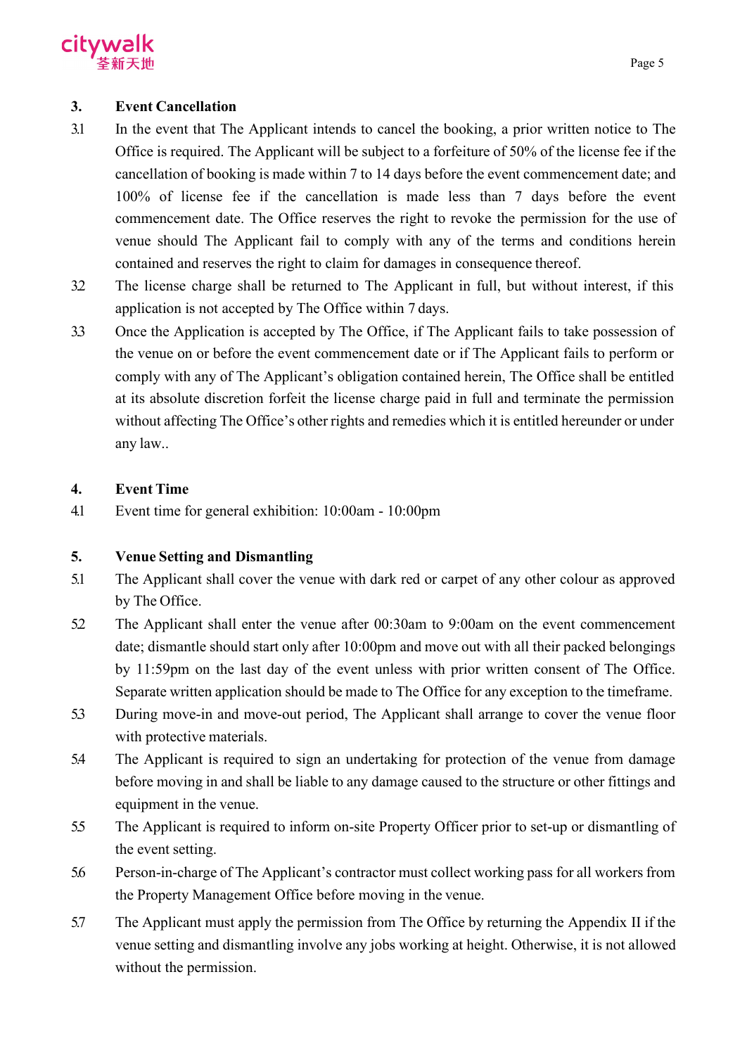## 3. Event Cancellation

3.1 In the event that The Applicant intends to cancel the booking, a prior written notice to The Office is required. The Applicant will be subject to a forfeiture of 50% of the license fee if the cancellation of booking is made within 7 to 14 days before the event commencement date; and 100% of license fee if the cancellation is made less than 7 days before the event commencement date. The Office reserves the right to revoke the permission for the use of venue should The Applicant fail to comply with any of the terms and conditions herein contained and reserves the right to claim for damages in consequence thereof.

3.2 The license charge shall be returned to The Applicant in full, but without interest, if this application is not accepted by The Office within 7 days.

3.3 Once the Application is accepted by The Office, if The Applicant fails to take possession of the venue on or before the event commencement date or if The Applicant fails to perform or comply with any of The Applicant's obligation contained herein, The Office shall be entitled at its absolute discretion forfeit the license charge paid in full and terminate the permission without affecting The Office's other rights and remedies which it is entitled hereunder or under any law..

## 4. Event Time

4.1 Event time for general exhibition: 10:00am - 10:00pm

## 5. Venue Setting and Dismantling

5.1 The Applicant shall cover the venue with dark red or carpet of any other colour as approved by The Office.

5.2 The Applicant shall enter the venue after 00:30am to 9:00am on the event commencement date; dismantle should start only after 10:00pm and move out with all their packed belongings by 11:59pm on the last day of the event unless with prior written consent of The Office. Separate written application should be made to The Office for any exception to the timeframe.

5.3 During move-in and move-out period, The Applicant shall arrange to cover the venue floor with protective materials.

5.4 The Applicant is required to sign an undertaking for protection of the venue from damage before moving in and shall be liable to any damage caused to the structure or other fittings and equipment in the venue.

5.5 The Applicant is required to inform on-site Property Officer prior to set-up or dismantling of the event setting.

5.6 Person-in-charge of The Applicant's contractor must collect working pass for all workers from the Property Management Office before moving in the venue.

5.7 The Applicant must apply the permission from The Office by returning the Appendix II if the venue setting and dismantling involve any jobs working at height. Otherwise, it is not allowed without the permission.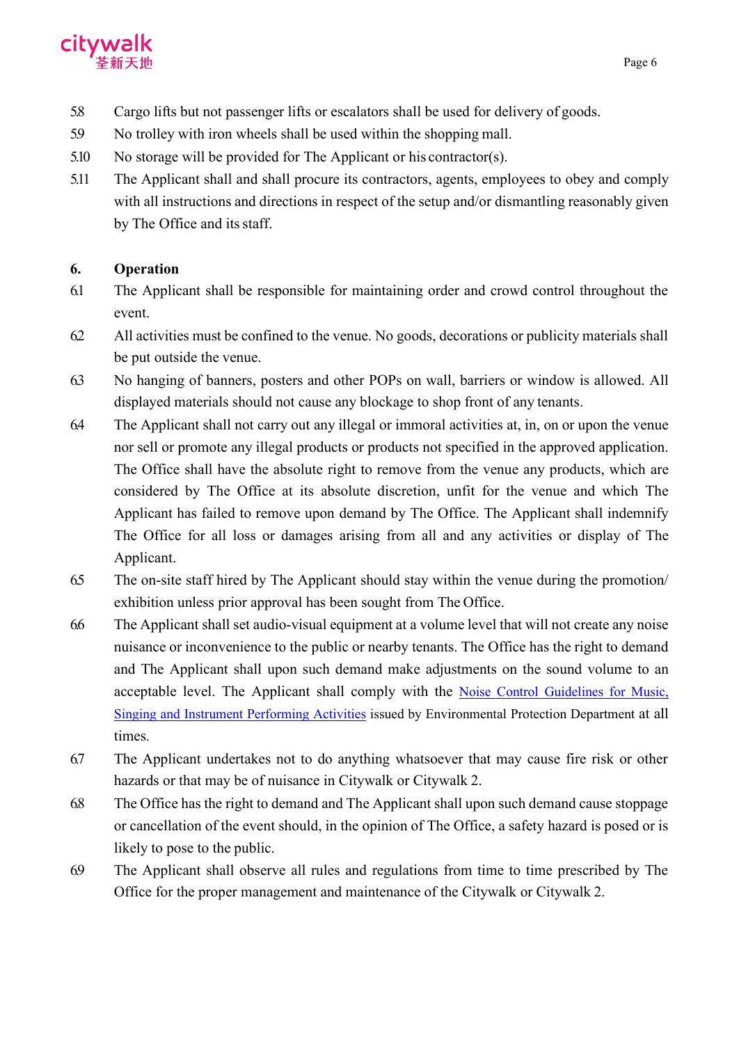5.8 Cargo lifts but not passenger lifts or escalators shall be used for delivery of goods.

5.9 No trolley with iron wheels shall be used within the shopping mall.

5.10 No storage will be provided for The Applicant or his contractor(s).

5.11 The Applicant shall and shall procure its contractors, agents, employees to obey and comply with all instructions and directions in respect of the setup and/or dismantling reasonably given by The Office and its staff.

## 6. Operation

6.1 The Applicant shall be responsible for maintaining order and crowd control throughout the event.

6.2 All activities must be confined to the venue. No goods, decorations or publicity materials shall be put outside the venue.

6.3 No hanging of banners, posters and other POPs on wall, barriers or window is allowed. All displayed materials should not cause any blockage to shop front of any tenants.

6.4 The Applicant shall not carry out any illegal or immoral activities at, in, on or upon the venue nor sell or promote any illegal products or products not specified in the approved application. The Office shall have the absolute right to remove from the venue any products, which are considered by The Office at its absolute discretion, unfit for the venue and which The Applicant has failed to remove upon demand by The Office. The Applicant shall indemnify The Office for all loss or damages arising from all and any activities or display of The Applicant.

6.5 The on-site staff hired by The Applicant should stay within the venue during the promotion/ exhibition unless prior approval has been sought from The Office.

6.6 The Applicant shall set audio-visual equipment at a volume level that will not create any noise nuisance or inconvenience to the public or nearby tenants. The Office has the right to demand and The Applicant shall upon such demand make adjustments on the sound volume to an acceptable level. The Applicant shall comply with the Noise Control Guidelines for Music, Singing and Instrument Performing Activities issued by Environmental Protection Department at all times.

6.7 The Applicant undertakes not to do anything whatsoever that may cause fire risk or other hazards or that may be of nuisance in Citywalk or Citywalk 2.

6.8 The Office has the right to demand and The Applicant shall upon such demand cause stoppage or cancellation of the event should, in the opinion of The Office, a safety hazard is posed or is likely to pose to the public.

6.9 The Applicant shall observe all rules and regulations from time to time prescribed by The Office for the proper management and maintenance of the Citywalk or Citywalk 2.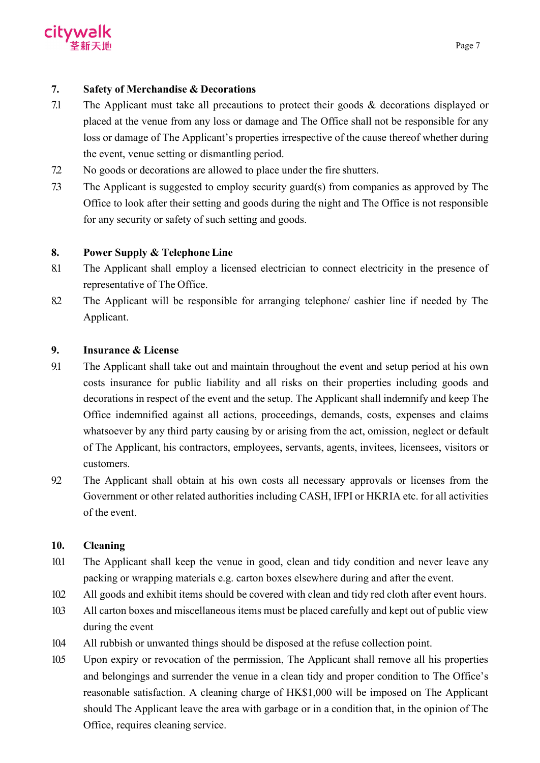**7. Safety of Merchandise & Decorations**

7.1 The Applicant must take all precautions to protect their goods & decorations displayed or placed at the venue from any loss or damage and The Office shall not be responsible for any loss or damage of The Applicant's properties irrespective of the cause thereof whether during the event, venue setting or dismantling period.

7.2 No goods or decorations are allowed to place under the fire shutters.

7.3 The Applicant is suggested to employ security guard(s) from companies as approved by The Office to look after their setting and goods during the night and The Office is not responsible for any security or safety of such setting and goods.

**8. Power Supply & Telephone Line**

8.1 The Applicant shall employ a licensed electrician to connect electricity in the presence of representative of The Office.

8.2 The Applicant will be responsible for arranging telephone/ cashier line if needed by The Applicant.

**9. Insurance & License**

9.1 The Applicant shall take out and maintain throughout the event and setup period at his own costs insurance for public liability and all risks on their properties including goods and decorations in respect of the event and the setup. The Applicant shall indemnify and keep The Office indemnified against all actions, proceedings, demands, costs, expenses and claims whatsoever by any third party causing by or arising from the act, omission, neglect or default of The Applicant, his contractors, employees, servants, agents, invitees, licensees, visitors or customers.

9.2 The Applicant shall obtain at his own costs all necessary approvals or licenses from the Government or other related authorities including CASH, IFPI or HKRIA etc. for all activities of the event.

**10. Cleaning**

10.1 The Applicant shall keep the venue in good, clean and tidy condition and never leave any packing or wrapping materials e.g. carton boxes elsewhere during and after the event.

10.2 All goods and exhibit items should be covered with clean and tidy red cloth after event hours.

10.3 All carton boxes and miscellaneous items must be placed carefully and kept out of public view during the event

10.4 All rubbish or unwanted things should be disposed at the refuse collection point.

10.5 Upon expiry or revocation of the permission, The Applicant shall remove all his properties and belongings and surrender the venue in a clean tidy and proper condition to The Office's reasonable satisfaction. A cleaning charge of HK$1,000 will be imposed on The Applicant should The Applicant leave the area with garbage or in a condition that, in the opinion of The Office, requires cleaning service.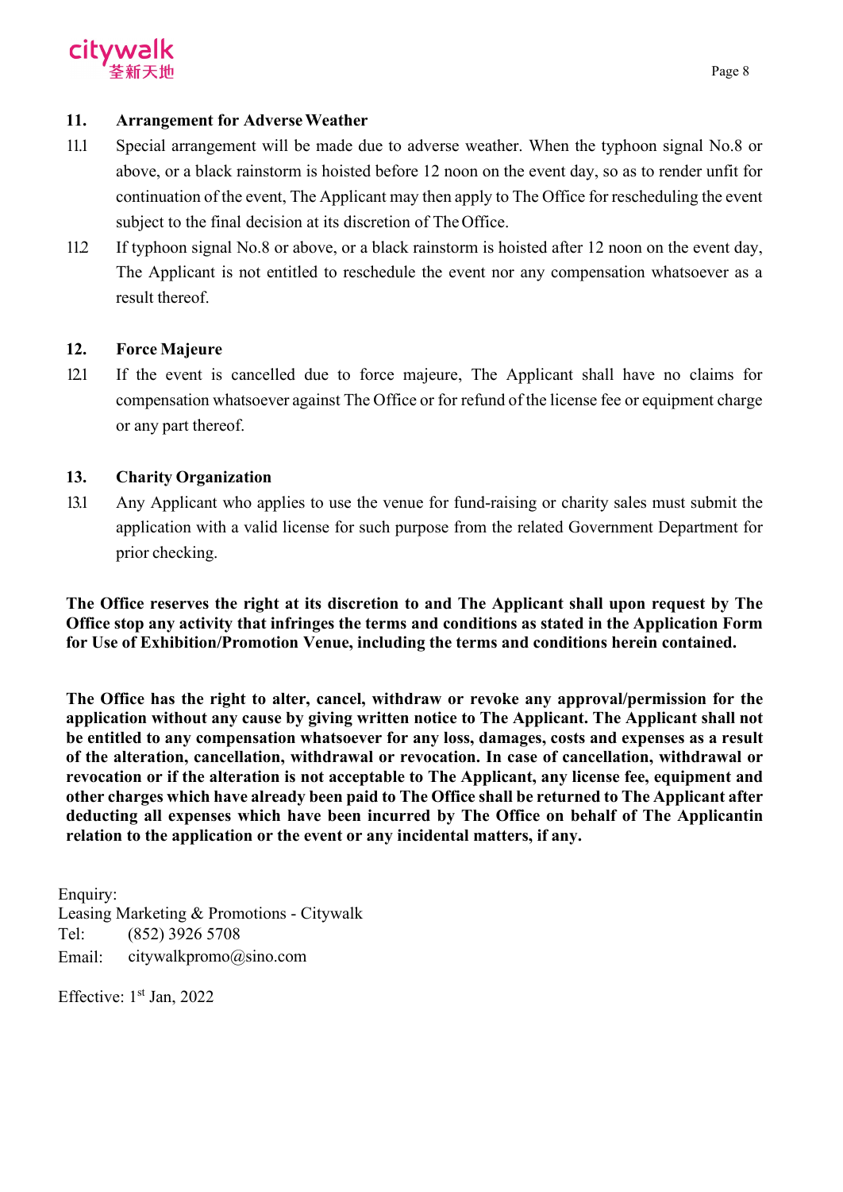## 11. Arrangement for Adverse Weather

11.1 Special arrangement will be made due to adverse weather. When the typhoon signal No.8 or above, or a black rainstorm is hoisted before 12 noon on the event day, so as to render unfit for continuation of the event, The Applicant may then apply to The Office for rescheduling the event subject to the final decision at its discretion of The Office.

11.2 If typhoon signal No.8 or above, or a black rainstorm is hoisted after 12 noon on the event day, The Applicant is not entitled to reschedule the event nor any compensation whatsoever as a result thereof.

## 12. Force Majeure

12.1 If the event is cancelled due to force majeure, The Applicant shall have no claims for compensation whatsoever against The Office or for refund of the license fee or equipment charge or any part thereof.

## 13. Charity Organization

13.1 Any Applicant who applies to use the venue for fund-raising or charity sales must submit the application with a valid license for such purpose from the related Government Department for prior checking.

**The Office reserves the right at its discretion to and The Applicant shall upon request by The Office stop any activity that infringes the terms and conditions as stated in the Application Form for Use of Exhibition/Promotion Venue, including the terms and conditions herein contained.**

**The Office has the right to alter, cancel, withdraw or revoke any approval/permission for the application without any cause by giving written notice to The Applicant. The Applicant shall not be entitled to any compensation whatsoever for any loss, damages, costs and expenses as a result of the alteration, cancellation, withdrawal or revocation. In case of cancellation, withdrawal or revocation or if the alteration is not acceptable to The Applicant, any license fee, equipment and other charges which have already been paid to The Office shall be returned to The Applicant after deducting all expenses which have been incurred by The Office on behalf of The Applicantin relation to the application or the event or any incidental matters, if any.**

Enquiry:
Leasing Marketing & Promotions - Citywalk
Tel: (852) 3926 5708
Email: citywalkpromo@sino.com

Effective: 1st Jan, 2022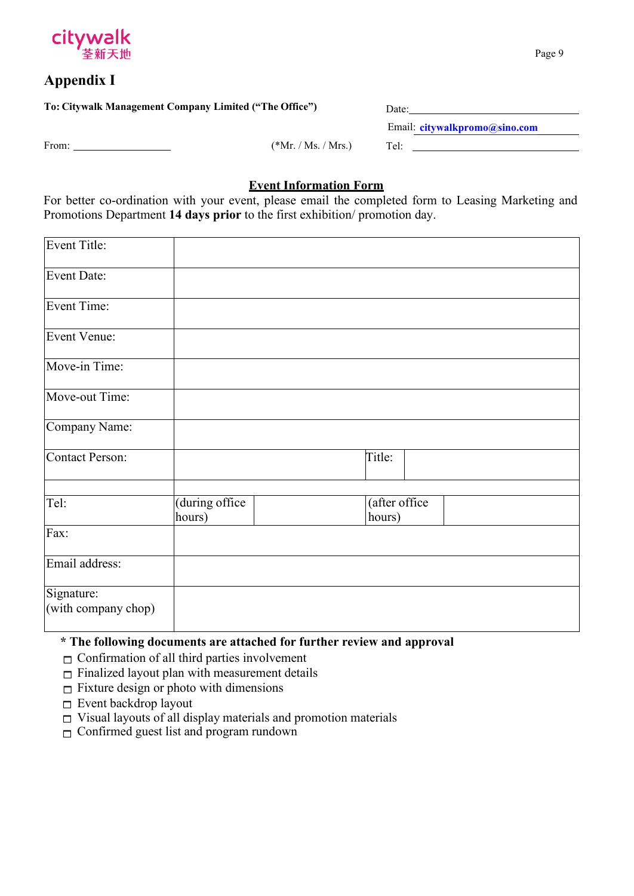citywalk 荃新天地

## Appendix I

**To: Citywalk Management Company Limited ("The Office")**

Date: ____________________

Email: **citywalkpromo@sino.com**

From: ____________________ (*Mr. / Ms. / Mrs.)

Tel: ____________________

### Event Information Form

For better co-ordination with your event, please email the completed form to Leasing Marketing and Promotions Department **14 days prior** to the first exhibition/ promotion day.

| Field | | | | |
|---|---|---|---|---|
| Event Title: | | | | |
| Event Date: | | | | |
| Event Time: | | | | |
| Event Venue: | | | | |
| Move-in Time: | | | | |
| Move-out Time: | | | | |
| Company Name: | | | | |
| Contact Person: | | | Title: | |
| | | | | |
| Tel: | (during office hours) | | (after office hours) | |
| Fax: | | | | |
| Email address: | | | | |
| Signature: (with company chop) | | | | |

**\* The following documents are attached for further review and approval**

- ☐ Confirmation of all third parties involvement
- ☐ Finalized layout plan with measurement details
- ☐ Fixture design or photo with dimensions
- ☐ Event backdrop layout
- ☐ Visual layouts of all display materials and promotion materials
- ☐ Confirmed guest list and program rundown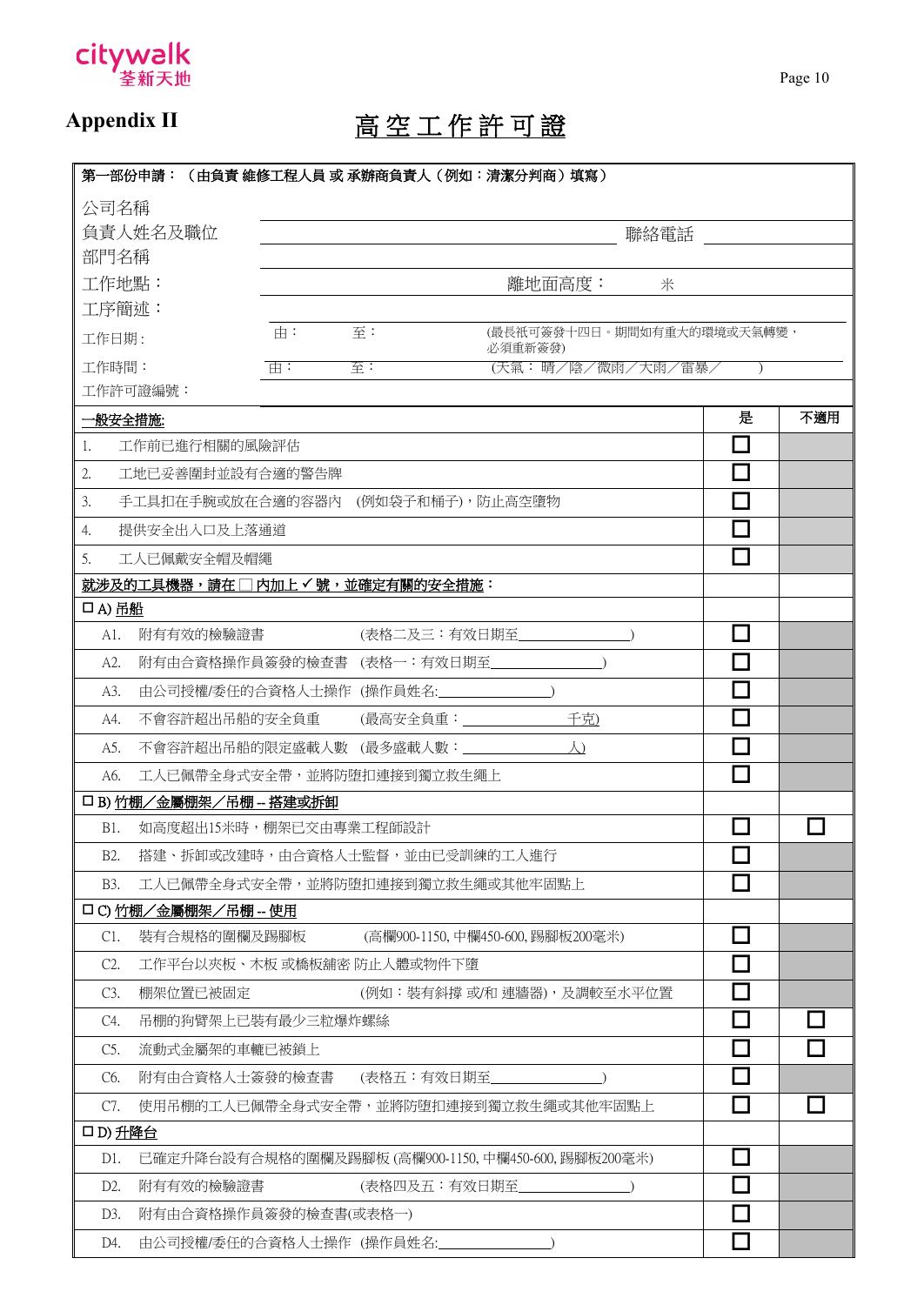**Appendix II**

# 高空工作許可證

**第一部份申請：（由負責 維修工程人員 或 承辦商負責人（例如：清潔分判商）填寫）**

公司名稱 ________________________________________

負責人姓名及職位 ________________________________ 聯絡電話 ____________

部門名稱 ________________________________________

工作地點：______________________ 離地面高度：______ 米

工序簡述：________________________________________

工作日期：由：______ 至：______ (最長祇可簽發十四日。期間如有重大的環境或天氣轉變，必須重新簽發)

工作時間：由：______ 至：______ (天氣：晴／陰／微雨／大雨／雷暴／______)

工作許可證編號：

| **一般安全措施:** | 是 | 不適用 |
|---|---|---|
| 1. 工作前已進行相關的風險評估 | ☐ | |
| 2. 工地已妥善圍封並設有合適的警告牌 | ☐ | |
| 3. 手工具扣在手腕或放在合適的容器內 (例如袋子和桶子)，防止高空墮物 | ☐ | |
| 4. 提供安全出入口及上落通道 | ☐ | |
| 5. 工人已佩戴安全帽及帽繩 | ☐ | |
| **就涉及的工具機器，請在 ☐ 內加上 ✓ 號，並確定有關的安全措施：** | | |
| ☐ A) 吊船 | | |
| A1. 附有有效的檢驗證書 (表格二及三：有效日期至______________) | ☐ | |
| A2. 附有由合資格操作員簽發的檢查書 (表格一：有效日期至______________) | ☐ | |
| A3. 由公司授權/委任的合資格人士操作 (操作員姓名:______________) | ☐ | |
| A4. 不會容許超出吊船的安全負重 (最高安全負重：______________千克) | ☐ | |
| A5. 不會容許超出吊船的限定盛載人數 (最多盛載人數：______________人) | ☐ | |
| A6. 工人已佩帶全身式安全帶，並將防墮扣連接到獨立救生繩上 | ☐ | |
| ☐ B) 竹棚／金屬棚架／吊棚 -- 搭建或拆卸 | | |
| B1. 如高度超出15米時，棚架已交由專業工程師設計 | ☐ | ☐ |
| B2. 搭建、拆卸或改建時，由合資格人士監督，並由已受訓練的工人進行 | ☐ | |
| B3. 工人已佩帶全身式安全帶，並將防墮扣連接到獨立救生繩或其他牢固點上 | ☐ | |
| ☐ C) 竹棚／金屬棚架／吊棚 -- 使用 | | |
| C1. 裝有合規格的圍欄及踢腳板 (高欄900-1150, 中欄450-600, 踢腳板200毫米) | ☐ | |
| C2. 工作平台以夾板、木板 或橋板舖密 防止人體或物件下墮 | ☐ | |
| C3. 棚架位置已被固定 (例如：裝有斜撐 或/和 連牆器)，及調較至水平位置 | ☐ | |
| C4. 吊棚的狗臂架上已裝有最少三粒爆炸螺絲 | ☐ | ☐ |
| C5. 流動式金屬架的車轆已被鎖上 | ☐ | ☐ |
| C6. 附有由合資格人士簽發的檢查書 (表格五：有效日期至______________) | ☐ | |
| C7. 使用吊棚的工人已佩帶全身式安全帶，並將防墮扣連接到獨立救生繩或其他牢固點上 | ☐ | ☐ |
| ☐ D) 升降台 | | |
| D1. 已確定升降台設有合規格的圍欄及踢腳板 (高欄900-1150, 中欄450-600, 踢腳板200毫米) | ☐ | |
| D2. 附有有效的檢驗證書 (表格四及五：有效日期至______________) | ☐ | |
| D3. 附有由合資格操作員簽發的檢查書(或表格一) | ☐ | |
| D4. 由公司授權/委任的合資格人士操作 (操作員姓名:______________) | ☐ | |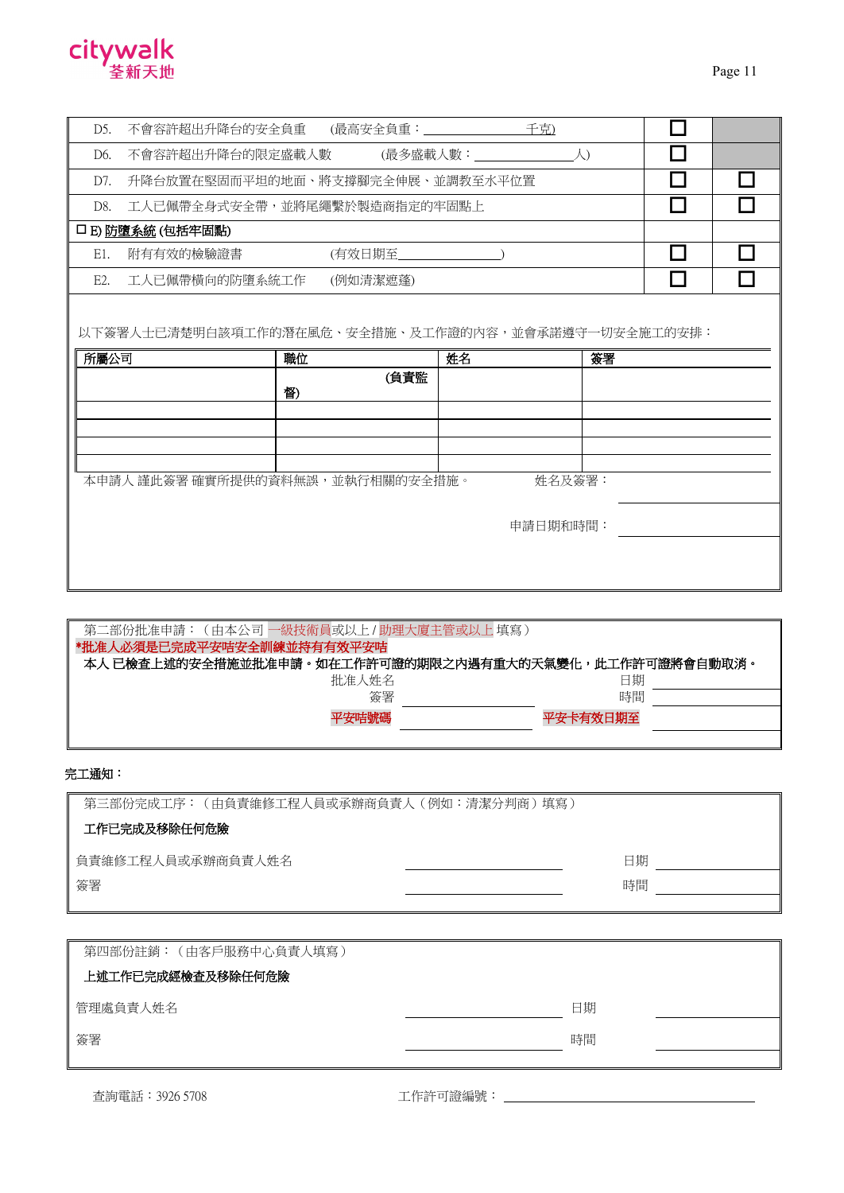| | | | |
|---|---|---|---|
| D5. | 不會容許超出升降台的安全負重　(最高安全負重：＿＿＿＿＿＿＿＿千克) | ☐ | |
| D6. | 不會容許超出升降台的限定盛載人數　(最多盛載人數：＿＿＿＿＿＿＿＿人) | ☐ | |
| D7. | 升降台放置在堅固而平坦的地面、將支撐腳完全伸展、並調教至水平位置 | ☐ | ☐ |
| D8. | 工人已佩帶全身式安全帶，並將尾繩繫於製造商指定的牢固點上 | ☐ | ☐ |
| ☐ **E) 防墮系統 (包括牢固點)** | | | |
| E1. | 附有有效的檢驗證書　(有效日期至＿＿＿＿＿＿＿＿) | ☐ | ☐ |
| E2. | 工人已佩帶橫向的防墮系統工作　(例如清潔遮蓬) | ☐ | ☐ |

以下簽署人士已清楚明白該項工作的潛在風危、安全措施、及工作證的內容，並會承諾遵守一切安全施工的安排：

| 所屬公司 | 職位 | 姓名 | 簽署 |
|---|---|---|---|
| | (負責監督) | | |
| | | | |
| | | | |
| | | | |
| | | | |

本申請人 謹此簽署 確實所提供的資料無誤，並執行相關的安全措施。　　姓名及簽署：＿＿＿＿＿＿＿＿

申請日期和時間：＿＿＿＿＿＿＿＿

---

第二部份批准申請：（由本公司 一級技術員或以上 / 助理大廈主管或以上 填寫）

**\*批准人必須是已完成平安咭安全訓練並持有有效平安咭**

**本人 已檢查上述的安全措施並批准申請。如在工作許可證的期限之內遇有重大的天氣變化，此工作許可證將會自動取消。**

批准人姓名　　　　　　　　日期 ＿＿＿＿＿＿＿＿

簽署 ＿＿＿＿＿＿＿＿　　時間 ＿＿＿＿＿＿＿＿

**平安咭號碼** ＿＿＿＿＿＿＿＿　　**平安卡有效日期至** ＿＿＿＿＿＿＿＿

---

完工通知：

第三部份完成工序：（由負責維修工程人員或承辦商負責人（例如：清潔分判商）填寫）

**工作已完成及移除任何危險**

負責維修工程人員或承辦商負責人姓名 ＿＿＿＿＿＿＿＿　　日期 ＿＿＿＿＿＿＿＿

簽署 ＿＿＿＿＿＿＿＿　　時間 ＿＿＿＿＿＿＿＿

---

第四部份註銷：（由客戶服務中心負責人填寫）

**上述工作已完成經檢查及移除任何危險**

管理處負責人姓名 ＿＿＿＿＿＿＿＿　　日期 ＿＿＿＿＿＿＿＿

簽署 ＿＿＿＿＿＿＿＿　　時間 ＿＿＿＿＿＿＿＿

---

查詢電話：3926 5708　　　　工作許可證編號：＿＿＿＿＿＿＿＿＿＿＿＿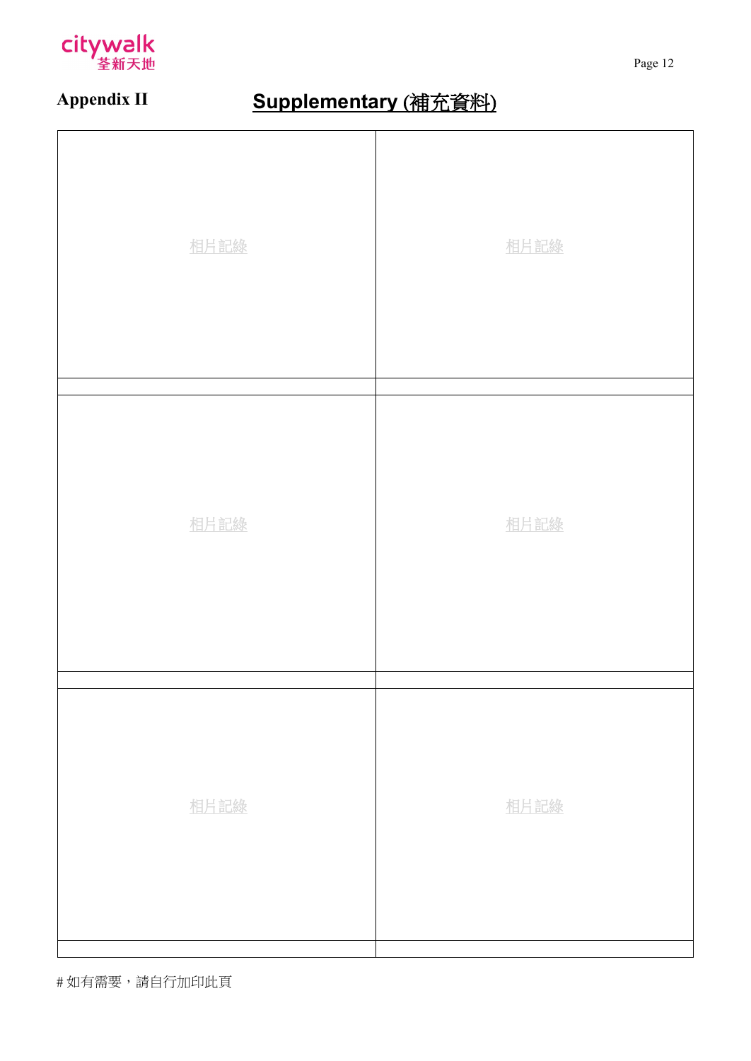**Appendix II**

## Supplementary (補充資料)

| | |
|---|---|
| 相片記錄 | 相片記錄 |
| | |
| 相片記錄 | 相片記錄 |
| | |
| 相片記錄 | 相片記錄 |
| | |

# 如有需要，請自行加印此頁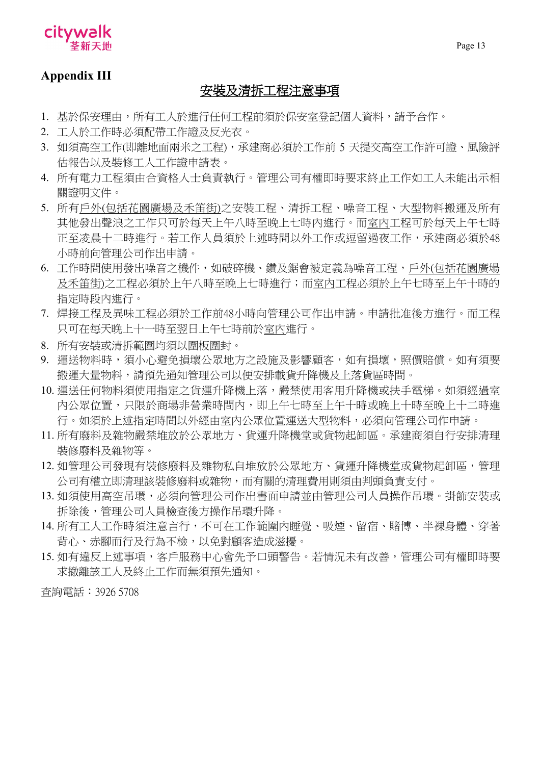## Appendix III

### <u>安裝及清拆工程注意事項</u>

1. 基於保安理由，所有工人於進行任何工程前須於保安室登記個人資料，請予合作。
2. 工人於工作時必須配帶工作證及反光衣。
3. 如須高空工作(即離地面兩米之工程)，承建商必須於工作前 5 天提交高空工作許可證、風險評估報告以及裝修工人工作證申請表。
4. 所有電力工程須由合資格人士負責執行。管理公司有權即時要求終止工作如工人未能出示相關證明文件。
5. 所有<u>戶外(包括花園廣場及禾笛街)</u>之安裝工程、清拆工程、噪音工程、大型物料搬運及所有其他發出聲浪之工作只可於每天上午八時至晚上七時內進行。而<u>室內</u>工程可於每天上午七時正至凌晨十二時進行。若工作人員須於上述時間以外工作或逗留過夜工作，承建商必須於48小時前向管理公司作出申請。
6. 工作時間使用發出噪音之機件，如破碎機、鑽及鋸會被定義為噪音工程，<u>戶外(包括花園廣場及禾笛街)</u>之工程必須於上午八時至晚上七時進行；而<u>室內</u>工程必須於上午七時至上午十時的指定時段內進行。
7. 焊接工程及異味工程必須於工作前48小時向管理公司作出申請。申請批准後方進行。而工程只可在每天晚上十一時至翌日上午七時前於<u>室內</u>進行。
8. 所有安裝或清拆範圍均須以圍板圍封。
9. 運送物料時，須小心避免損壞公眾地方之設施及影響顧客，如有損壞，照價賠償。如有須要搬運大量物料，請預先通知管理公司以便安排載貨升降機及上落貨區時間。
10. 運送任何物料須使用指定之貨運升降機上落，嚴禁使用客用升降機或扶手電梯。如須經過室內公眾位置，只限於商場非營業時間內，即上午七時至上午十時或晚上十時至晚上十二時進行。如須於上述指定時間以外經由室內公眾位置運送大型物料，必須向管理公司作申請。
11. 所有廢料及雜物嚴禁堆放於公眾地方、貨運升降機堂或貨物起卸區。承建商須自行安排清理裝修廢料及雜物等。
12. 如管理公司發現有裝修廢料及雜物私自堆放於公眾地方、貨運升降機堂或貨物起卸區，管理公司有權立即清理該裝修廢料或雜物，而有關的清理費用則須由判頭負責支付。
13. 如須使用高空吊環，必須向管理公司作出書面申請並由管理公司人員操作吊環。掛飾安裝或拆除後，管理公司人員檢查後方操作吊環升降。
14. 所有工人工作時須注意言行，不可在工作範圍內睡覺、吸煙、留宿、賭博、半裸身體、穿著背心、赤腳而行及行為不檢，以免對顧客造成滋擾。
15. 如有違反上述事項，客戶服務中心會先予口頭警告。若情況未有改善，管理公司有權即時要求撤離該工人及終止工作而無須預先通知。

查詢電話：3926 5708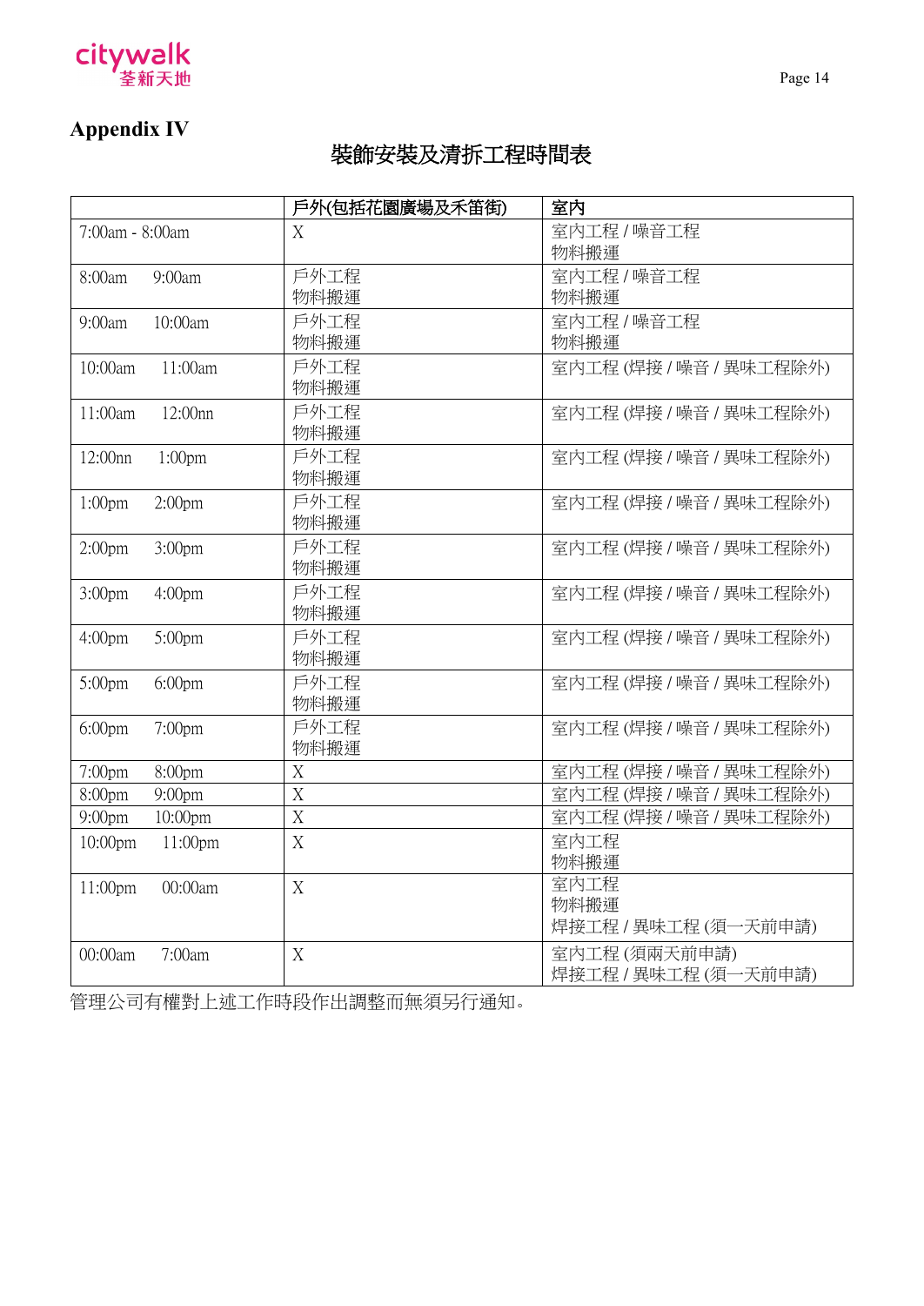## Appendix IV

# 裝飾安裝及清拆工程時間表

| | 戶外(包括花園廣場及禾笛街) | 室內 |
|---|---|---|
| 7:00am - 8:00am | X | 室內工程 / 噪音工程<br>物料搬運 |
| 8:00am 9:00am | 戶外工程<br>物料搬運 | 室內工程 / 噪音工程<br>物料搬運 |
| 9:00am 10:00am | 戶外工程<br>物料搬運 | 室內工程 / 噪音工程<br>物料搬運 |
| 10:00am 11:00am | 戶外工程<br>物料搬運 | 室內工程 (焊接 / 噪音 / 異味工程除外) |
| 11:00am 12:00nn | 戶外工程<br>物料搬運 | 室內工程 (焊接 / 噪音 / 異味工程除外) |
| 12:00nn 1:00pm | 戶外工程<br>物料搬運 | 室內工程 (焊接 / 噪音 / 異味工程除外) |
| 1:00pm 2:00pm | 戶外工程<br>物料搬運 | 室內工程 (焊接 / 噪音 / 異味工程除外) |
| 2:00pm 3:00pm | 戶外工程<br>物料搬運 | 室內工程 (焊接 / 噪音 / 異味工程除外) |
| 3:00pm 4:00pm | 戶外工程<br>物料搬運 | 室內工程 (焊接 / 噪音 / 異味工程除外) |
| 4:00pm 5:00pm | 戶外工程<br>物料搬運 | 室內工程 (焊接 / 噪音 / 異味工程除外) |
| 5:00pm 6:00pm | 戶外工程<br>物料搬運 | 室內工程 (焊接 / 噪音 / 異味工程除外) |
| 6:00pm 7:00pm | 戶外工程<br>物料搬運 | 室內工程 (焊接 / 噪音 / 異味工程除外) |
| 7:00pm 8:00pm | X | 室內工程 (焊接 / 噪音 / 異味工程除外) |
| 8:00pm 9:00pm | X | 室內工程 (焊接 / 噪音 / 異味工程除外) |
| 9:00pm 10:00pm | X | 室內工程 (焊接 / 噪音 / 異味工程除外) |
| 10:00pm 11:00pm | X | 室內工程<br>物料搬運 |
| 11:00pm 00:00am | X | 室內工程<br>物料搬運<br>焊接工程 / 異味工程 (須一天前申請) |
| 00:00am 7:00am | X | 室內工程 (須兩天前申請)<br>焊接工程 / 異味工程 (須一天前申請) |

管理公司有權對上述工作時段作出調整而無須另行通知。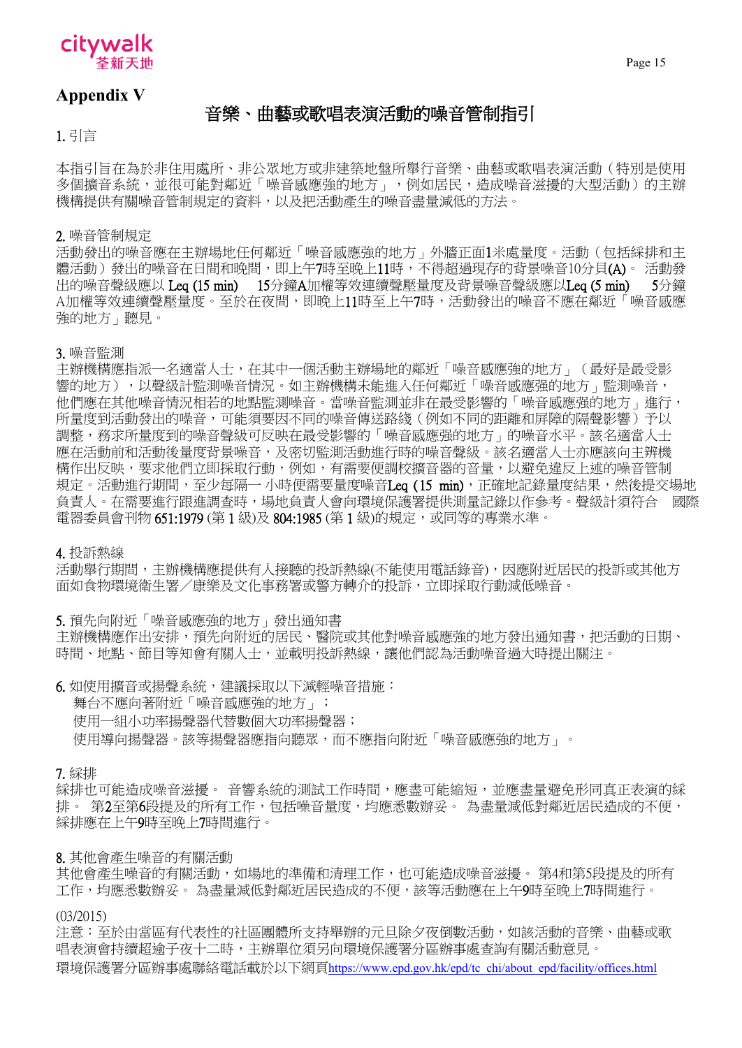## Appendix V

# 音樂、曲藝或歌唱表演活動的噪音管制指引

1. 引言

本指引旨在為於非住用處所、非公眾地方或非建築地盤所舉行音樂、曲藝或歌唱表演活動（特別是使用多個擴音系統，並很可能對鄰近「噪音感應強的地方」，例如居民，造成噪音滋擾的大型活動）的主辦機構提供有關噪音管制規定的資料，以及把活動產生的噪音盡量減低的方法。

2. 噪音管制規定
活動發出的噪音應在主辦場地任何鄰近「噪音感應強的地方」外牆正面1米處量度。活動（包括綵排和主體活動）發出的噪音在日間和晚間，即上午7時至晚上11時，不得超過現存的背景噪音10分貝(A)。 活動發出的噪音聲級應以 Leq (15 min) 15分鐘A加權等效連續聲壓量度及背景噪音聲級應以Leq (5 min) 5分鐘A加權等效連續聲壓量度。至於在夜間，即晚上11時至上午7時，活動發出的噪音不應在鄰近「噪音感應強的地方」聽見。

3. 噪音監測
主辦機構應指派一名適當人士，在其中一個活動主辦場地的鄰近「噪音感應強的地方」（最好是最受影響的地方），以聲級計監測噪音情況。如主辦機構未能進入任何鄰近「噪音感應强的地方」監測噪音，他們應在其他噪音情況相若的地點監測噪音。當噪音監測並非在最受影響的「噪音感應强的地方」進行，所量度到活動發出的噪音，可能須要因不同的噪音傳送路綫（例如不同的距離和屏障的隔聲影響）予以調整，務求所量度到的噪音聲級可反映在最受影響的「噪音感應强的地方」的噪音水平。該名適當人士應在活動前和活動後量度背景噪音，及密切監測活動進行時的噪音聲級。該名適當人士亦應該向主辦機構作出反映，要求他們立即採取行動，例如，有需要便調校擴音器的音量，以避免違反上述的噪音管制規定。活動進行期間，至少每隔一小時便需要量度噪音Leq (15 min)，正確地記錄量度結果，然後提交場地負責人。在需要進行跟進調查時，場地負責人會向環境保護署提供測量記錄以作參考。聲級計須符合 國際電器委員會刊物 651:1979 (第 1 級)及 804:1985 (第 1 級)的規定，或同等的專業水準。

4. 投訴熱線
活動舉行期間，主辦機構應提供有人接聽的投訴熱線(不能使用電話錄音)，因應附近居民的投訴或其他方面如食物環境衛生署／康樂及文化事務署或警方轉介的投訴，立即採取行動減低噪音。

5. 預先向附近「噪音感應強的地方」發出通知書
主辦機構應作出安排，預先向附近的居民、醫院或其他對噪音感應強的地方發出通知書，把活動的日期、時間、地點、節目等知會有關人士，並載明投訴熱線，讓他們認為活動噪音過大時提出關注。

6. 如使用擴音或揚聲系統，建議採取以下減輕噪音措施：
- 舞台不應向著附近「噪音感應強的地方」；
- 使用一組小功率揚聲器代替數個大功率揚聲器；
- 使用導向揚聲器。該等揚聲器應指向聽眾，而不應指向附近「噪音感應強的地方」。

7. 綵排
綵排也可能造成噪音滋擾。 音響系統的測試工作時間，應盡可能縮短，並應盡量避免形同真正表演的綵排。 第2至第6段提及的所有工作，包括噪音量度，均應悉數辦妥。 為盡量減低對鄰近居民造成的不便，綵排應在上午9時至晚上7時間進行。

8. 其他會產生噪音的有關活動
其他會產生噪音的有關活動，如場地的準備和清理工作，也可能造成噪音滋擾。 第4和第5段提及的所有工作，均應悉數辦妥。 為盡量減低對鄰近居民造成的不便，該等活動應在上午9時至晚上7時間進行。

(03/2015)
注意：至於由當區有代表性的社區團體所支持舉辦的元旦除夕夜倒數活動，如該活動的音樂、曲藝或歌唱表演會持續超逾子夜十二時，主辦單位須另向環境保護署分區辦事處查詢有關活動意見。
環境保護署分區辦事處聯絡電話載於以下網頁https://www.epd.gov.hk/epd/tc_chi/about_epd/facility/offices.html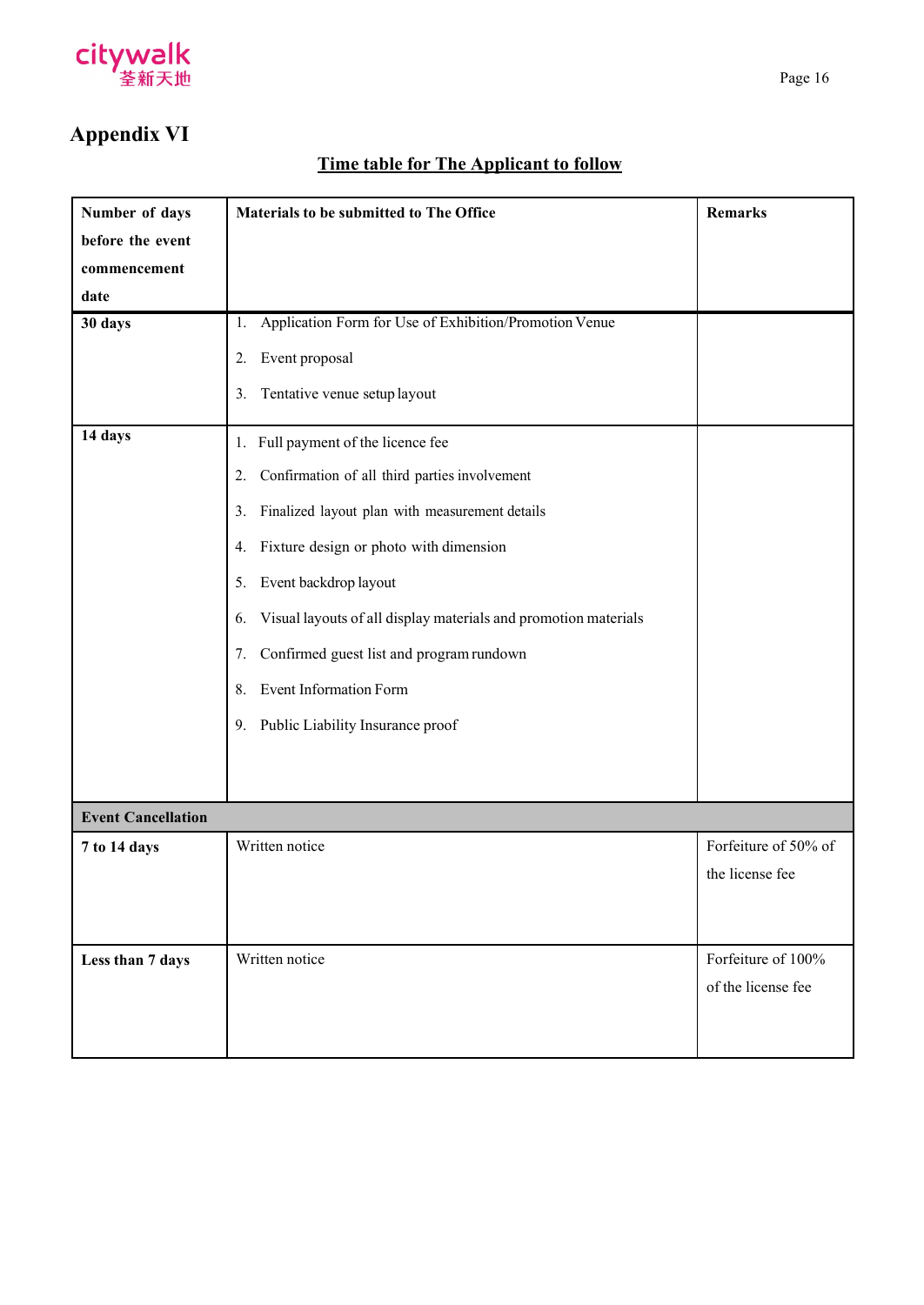# Appendix VI

**Time table for The Applicant to follow**

| Number of days before the event commencement date | Materials to be submitted to The Office | Remarks |
|---|---|---|
| **30 days** | 1. Application Form for Use of Exhibition/Promotion Venue<br>2. Event proposal<br>3. Tentative venue setup layout | |
| **14 days** | 1. Full payment of the licence fee<br>2. Confirmation of all third parties involvement<br>3. Finalized layout plan with measurement details<br>4. Fixture design or photo with dimension<br>5. Event backdrop layout<br>6. Visual layouts of all display materials and promotion materials<br>7. Confirmed guest list and program rundown<br>8. Event Information Form<br>9. Public Liability Insurance proof | |
| **Event Cancellation** | | |
| **7 to 14 days** | Written notice | Forfeiture of 50% of the license fee |
| **Less than 7 days** | Written notice | Forfeiture of 100% of the license fee |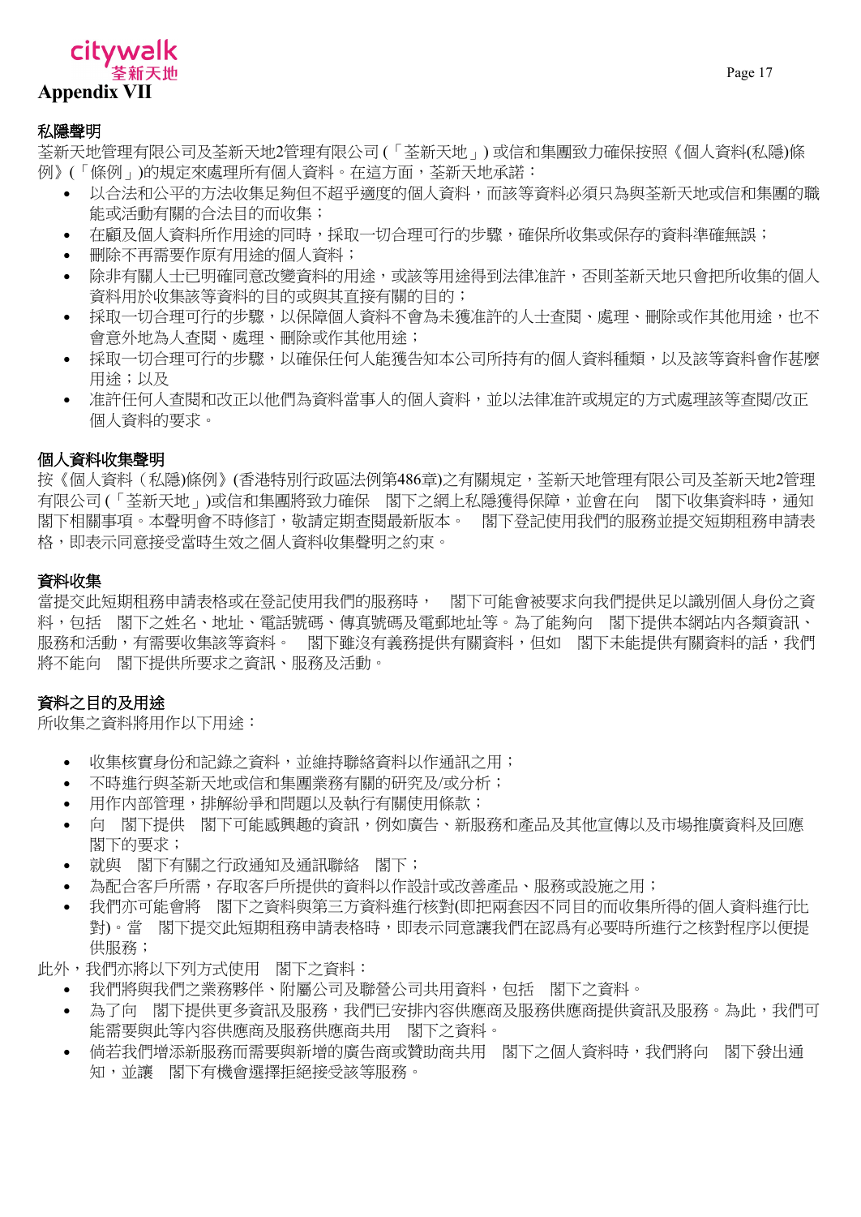# Appendix VII

## 私隱聲明

荃新天地管理有限公司及荃新天地2管理有限公司 (「荃新天地」) 或信和集團致力確保按照《個人資料(私隱)條例》(「條例」)的規定來處理所有個人資料。在這方面，荃新天地承諾：

- 以合法和公平的方法收集足夠但不超乎適度的個人資料，而該等資料必須只為與荃新天地或信和集團的職能或活動有關的合法目的而收集；
- 在顧及個人資料所作用途的同時，採取一切合理可行的步驟，確保所收集或保存的資料準確無誤；
- 刪除不再需要作原有用途的個人資料；
- 除非有關人士已明確同意改變資料的用途，或該等用途得到法律准許，否則荃新天地只會把所收集的個人資料用於收集該等資料的目的或與其直接有關的目的；
- 採取一切合理可行的步驟，以保障個人資料不會為未獲准許的人士查閱、處理、刪除或作其他用途，也不會意外地為人查閱、處理、刪除或作其他用途；
- 採取一切合理可行的步驟，以確保任何人能獲告知本公司所持有的個人資料種類，以及該等資料會作甚麼用途；以及
- 准許任何人查閱和改正以他們為資料當事人的個人資料，並以法律准許或規定的方式處理該等查閱/改正個人資料的要求。

## 個人資料收集聲明

按《個人資料（私隱)條例》(香港特別行政區法例第486章)之有關規定，荃新天地管理有限公司及荃新天地2管理有限公司 (「荃新天地」)或信和集團將致力確保　閣下之網上私隱獲得保障，並會在向　閣下收集資料時，通知　閣下相關事項。本聲明會不時修訂，敬請定期查閱最新版本。　閣下登記使用我們的服務並提交短期租務申請表格，即表示同意接受當時生效之個人資料收集聲明之約束。

## 資料收集

當提交此短期租務申請表格或在登記使用我們的服務時，　閣下可能會被要求向我們提供足以識別個人身份之資料，包括　閣下之姓名、地址、電話號碼、傳真號碼及電郵地址等。為了能夠向　閣下提供本網站內各類資訊、服務和活動，有需要收集該等資料。　閣下雖沒有義務提供有關資料，但如　閣下未能提供有關資料的話，我們將不能向　閣下提供所要求之資訊、服務及活動。

## 資料之目的及用途

所收集之資料將用作以下用途：

- 收集核實身份和記錄之資料，並維持聯絡資料以作通訊之用；
- 不時進行與荃新天地或信和集團業務有關的研究及/或分析；
- 用作內部管理，排解紛爭和問題以及執行有關使用條款；
- 向　閣下提供　閣下可能感興趣的資訊，例如廣告、新服務和產品及其他宣傳以及市場推廣資料及回應閣下的要求；
- 就與　閣下有關之行政通知及通訊聯絡　閣下；
- 為配合客戶所需，存取客戶所提供的資料以作設計或改善產品、服務或設施之用；
- 我們亦可能會將　閣下之資料與第三方資料進行核對(即把兩套因不同目的而收集所得的個人資料進行比對)。當　閣下提交此短期租務申請表格時，即表示同意讓我們在認爲有必要時所進行之核對程序以便提供服務；

此外，我們亦將以下列方式使用　閣下之資料：

- 我們將與我們之業務夥伴、附屬公司及聯營公司共用資料，包括　閣下之資料。
- 為了向　閣下提供更多資訊及服務，我們已安排內容供應商及服務供應商提供資訊及服務。為此，我們可能需要與此等內容供應商及服務供應商共用　閣下之資料。
- 倘若我們增添新服務而需要與新增的廣告商或贊助商共用　閣下之個人資料時，我們將向　閣下發出通知，並讓　閣下有機會選擇拒絕接受該等服務。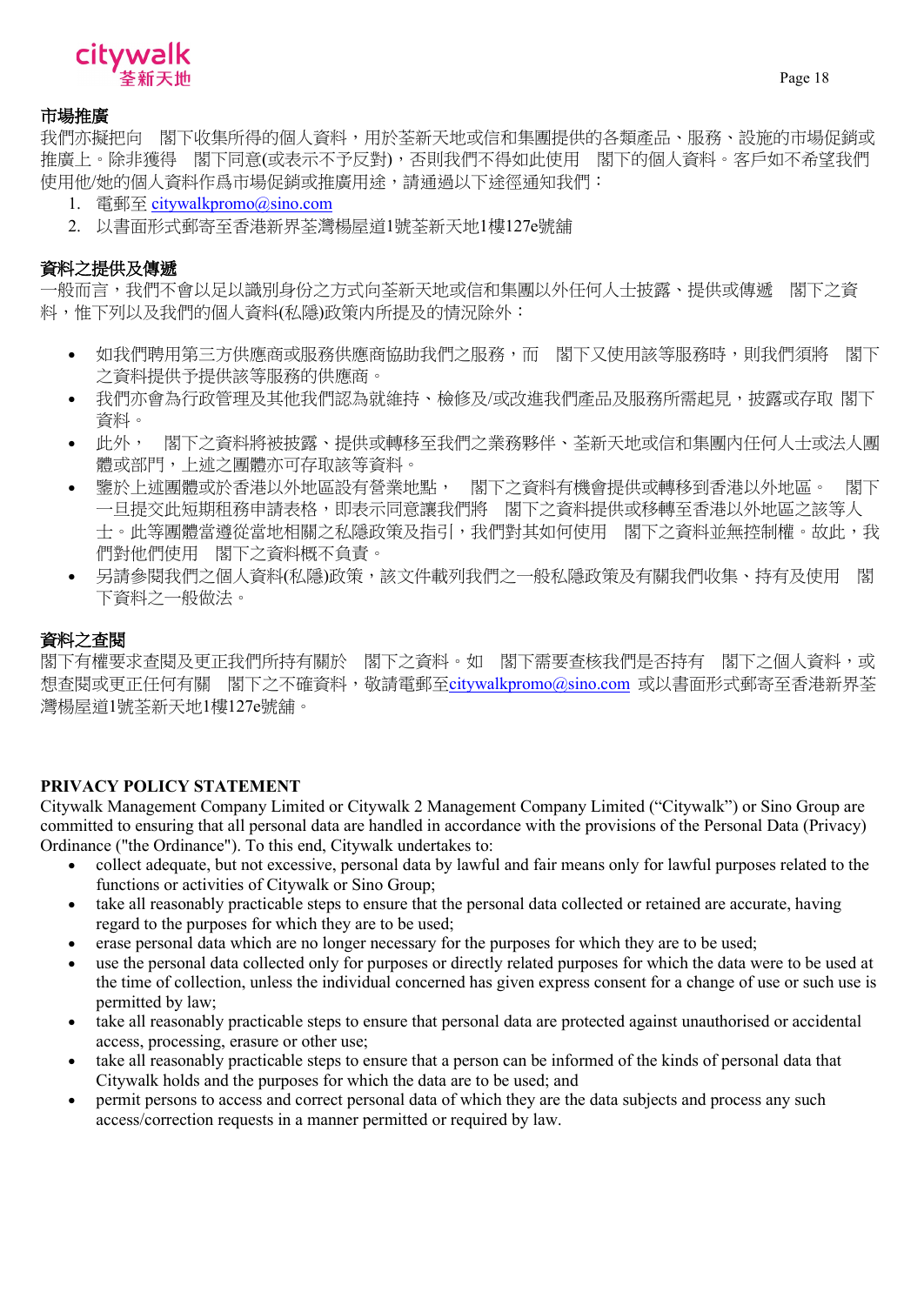**市場推廣**

我們亦擬把向　閣下收集所得的個人資料，用於荃新天地或信和集團提供的各類產品、服務、設施的市場促銷或推廣上。除非獲得　閣下同意(或表示不予反對)，否則我們不得如此使用　閣下的個人資料。客戶如不希望我們使用他/她的個人資料作爲市場促銷或推廣用途，請通過以下途徑通知我們：

1. 電郵至 citywalkpromo@sino.com
2. 以書面形式郵寄至香港新界荃灣楊屋道1號荃新天地1樓127e號舖

**資料之提供及傳遞**

一般而言，我們不會以足以識別身份之方式向荃新天地或信和集團以外任何人士披露、提供或傳遞　閣下之資料，惟下列以及我們的個人資料(私隱)政策內所提及的情況除外：

- 如我們聘用第三方供應商或服務供應商協助我們之服務，而　閣下又使用該等服務時，則我們須將　閣下之資料提供予提供該等服務的供應商。
- 我們亦會為行政管理及其他我們認為就維持、檢修及/或改進我們產品及服務所需起見，披露或存取 閣下資料。
- 此外，　閣下之資料將被披露、提供或轉移至我們之業務夥伴、荃新天地或信和集團內任何人士或法人團體或部門，上述之團體亦可存取該等資料。
- 鑒於上述團體或於香港以外地區設有營業地點，　閣下之資料有機會提供或轉移到香港以外地區。　閣下一旦提交此短期租務申請表格，即表示同意讓我們將　閣下之資料提供或移轉至香港以外地區之該等人士。此等團體當遵從當地相關之私隱政策及指引，我們對其如何使用　閣下之資料並無控制權。故此，我們對他們使用　閣下之資料概不負責。
- 另請參閱我們之個人資料(私隱)政策，該文件載列我們之一般私隱政策及有關我們收集、持有及使用　閣下資料之一般做法。

**資料之查閱**

閣下有權要求查閱及更正我們所持有關於　閣下之資料。如　閣下需要查核我們是否持有　閣下之個人資料，或想查閱或更正任何有關　閣下之不確資料，敬請電郵至citywalkpromo@sino.com 或以書面形式郵寄至香港新界荃灣楊屋道1號荃新天地1樓127e號舖。

**PRIVACY POLICY STATEMENT**

Citywalk Management Company Limited or Citywalk 2 Management Company Limited (“Citywalk”) or Sino Group are committed to ensuring that all personal data are handled in accordance with the provisions of the Personal Data (Privacy) Ordinance ("the Ordinance"). To this end, Citywalk undertakes to:

- collect adequate, but not excessive, personal data by lawful and fair means only for lawful purposes related to the functions or activities of Citywalk or Sino Group;
- take all reasonably practicable steps to ensure that the personal data collected or retained are accurate, having regard to the purposes for which they are to be used;
- erase personal data which are no longer necessary for the purposes for which they are to be used;
- use the personal data collected only for purposes or directly related purposes for which the data were to be used at the time of collection, unless the individual concerned has given express consent for a change of use or such use is permitted by law;
- take all reasonably practicable steps to ensure that personal data are protected against unauthorised or accidental access, processing, erasure or other use;
- take all reasonably practicable steps to ensure that a person can be informed of the kinds of personal data that Citywalk holds and the purposes for which the data are to be used; and
- permit persons to access and correct personal data of which they are the data subjects and process any such access/correction requests in a manner permitted or required by law.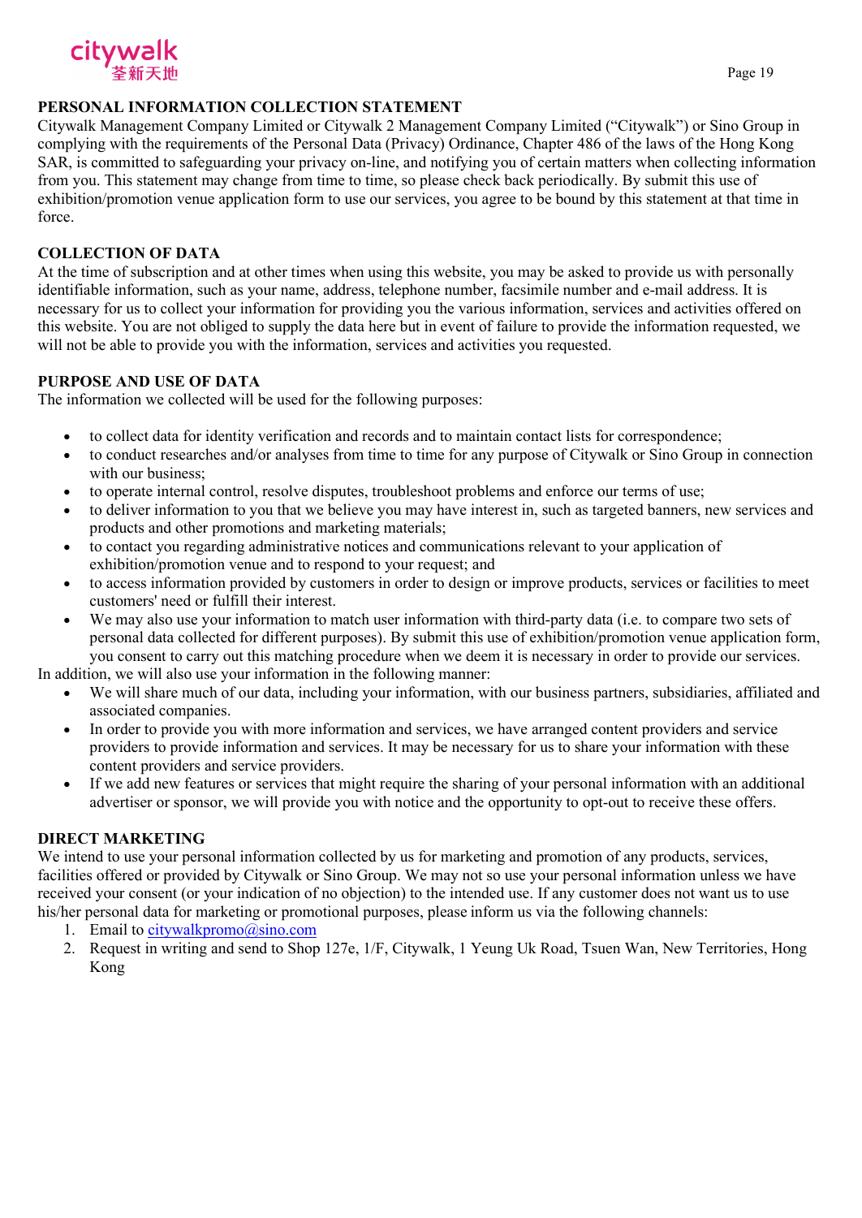## PERSONAL INFORMATION COLLECTION STATEMENT

Citywalk Management Company Limited or Citywalk 2 Management Company Limited ("Citywalk") or Sino Group in complying with the requirements of the Personal Data (Privacy) Ordinance, Chapter 486 of the laws of the Hong Kong SAR, is committed to safeguarding your privacy on-line, and notifying you of certain matters when collecting information from you. This statement may change from time to time, so please check back periodically. By submit this use of exhibition/promotion venue application form to use our services, you agree to be bound by this statement at that time in force.

## COLLECTION OF DATA

At the time of subscription and at other times when using this website, you may be asked to provide us with personally identifiable information, such as your name, address, telephone number, facsimile number and e-mail address. It is necessary for us to collect your information for providing you the various information, services and activities offered on this website. You are not obliged to supply the data here but in event of failure to provide the information requested, we will not be able to provide you with the information, services and activities you requested.

## PURPOSE AND USE OF DATA

The information we collected will be used for the following purposes:

- to collect data for identity verification and records and to maintain contact lists for correspondence;
- to conduct researches and/or analyses from time to time for any purpose of Citywalk or Sino Group in connection with our business;
- to operate internal control, resolve disputes, troubleshoot problems and enforce our terms of use;
- to deliver information to you that we believe you may have interest in, such as targeted banners, new services and products and other promotions and marketing materials;
- to contact you regarding administrative notices and communications relevant to your application of exhibition/promotion venue and to respond to your request; and
- to access information provided by customers in order to design or improve products, services or facilities to meet customers' need or fulfill their interest.
- We may also use your information to match user information with third-party data (i.e. to compare two sets of personal data collected for different purposes). By submit this use of exhibition/promotion venue application form, you consent to carry out this matching procedure when we deem it is necessary in order to provide our services.

In addition, we will also use your information in the following manner:

- We will share much of our data, including your information, with our business partners, subsidiaries, affiliated and associated companies.
- In order to provide you with more information and services, we have arranged content providers and service providers to provide information and services. It may be necessary for us to share your information with these content providers and service providers.
- If we add new features or services that might require the sharing of your personal information with an additional advertiser or sponsor, we will provide you with notice and the opportunity to opt-out to receive these offers.

## DIRECT MARKETING

We intend to use your personal information collected by us for marketing and promotion of any products, services, facilities offered or provided by Citywalk or Sino Group. We may not so use your personal information unless we have received your consent (or your indication of no objection) to the intended use. If any customer does not want us to use his/her personal data for marketing or promotional purposes, please inform us via the following channels:

1. Email to citywalkpromo@sino.com
2. Request in writing and send to Shop 127e, 1/F, Citywalk, 1 Yeung Uk Road, Tsuen Wan, New Territories, Hong Kong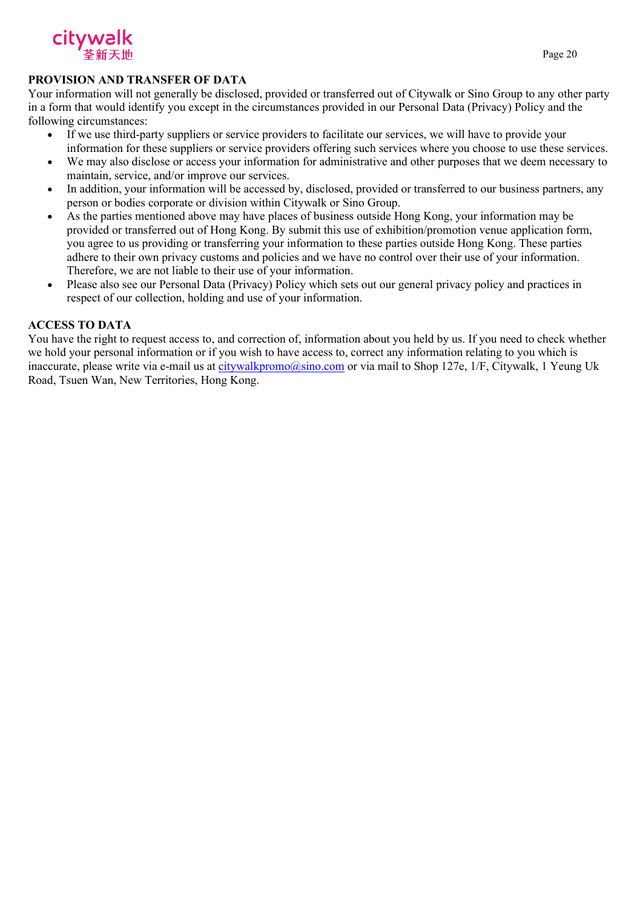## PROVISION AND TRANSFER OF DATA

Your information will not generally be disclosed, provided or transferred out of Citywalk or Sino Group to any other party in a form that would identify you except in the circumstances provided in our Personal Data (Privacy) Policy and the following circumstances:

- If we use third-party suppliers or service providers to facilitate our services, we will have to provide your information for these suppliers or service providers offering such services where you choose to use these services.
- We may also disclose or access your information for administrative and other purposes that we deem necessary to maintain, service, and/or improve our services.
- In addition, your information will be accessed by, disclosed, provided or transferred to our business partners, any person or bodies corporate or division within Citywalk or Sino Group.
- As the parties mentioned above may have places of business outside Hong Kong, your information may be provided or transferred out of Hong Kong. By submit this use of exhibition/promotion venue application form, you agree to us providing or transferring your information to these parties outside Hong Kong. These parties adhere to their own privacy customs and policies and we have no control over their use of your information. Therefore, we are not liable to their use of your information.
- Please also see our Personal Data (Privacy) Policy which sets out our general privacy policy and practices in respect of our collection, holding and use of your information.

## ACCESS TO DATA

You have the right to request access to, and correction of, information about you held by us. If you need to check whether we hold your personal information or if you wish to have access to, correct any information relating to you which is inaccurate, please write via e-mail us at citywalkpromo@sino.com or via mail to Shop 127e, 1/F, Citywalk, 1 Yeung Uk Road, Tsuen Wan, New Territories, Hong Kong.